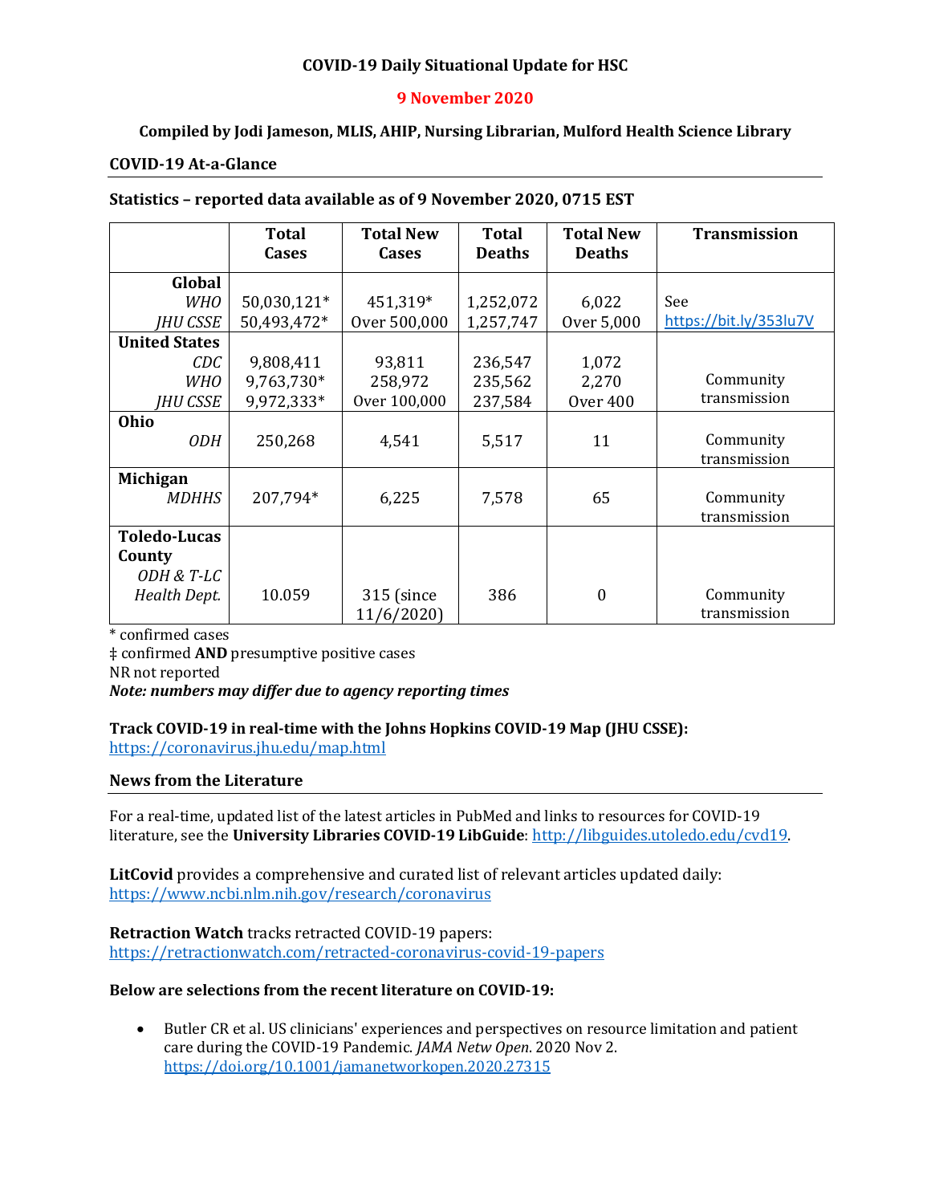**COVID-19 Daily Situational Update for HSC**

**9 November 2020**

**Compiled by Jodi Jameson, MLIS, AHIP, Nursing Librarian, Mulford Health Science Library**

## COVID-19 At-a-Glance

**Statistics – reported data available as of 9 November 2020, 0715 EST**

| | Total Cases | Total New Cases | Total Deaths | Total New Deaths | Transmission |
|---|---|---|---|---|---|
| **Global** | | | | | |
| *WHO* | 50,030,121* | 451,319* | 1,252,072 | 6,022 | See |
| *JHU CSSE* | 50,493,472* | Over 500,000 | 1,257,747 | Over 5,000 | https://bit.ly/353lu7V |
| **United States** | | | | | |
| *CDC* | 9,808,411 | 93,811 | 236,547 | 1,072 | |
| *WHO* | 9,763,730* | 258,972 | 235,562 | 2,270 | Community transmission |
| *JHU CSSE* | 9,972,333* | Over 100,000 | 237,584 | Over 400 | |
| **Ohio** | | | | | |
| *ODH* | 250,268 | 4,541 | 5,517 | 11 | Community transmission |
| **Michigan** | | | | | |
| *MDHHS* | 207,794* | 6,225 | 7,578 | 65 | Community transmission |
| **Toledo-Lucas County** | | | | | |
| *ODH & T-LC Health Dept.* | 10.059 | 315 (since 11/6/2020) | 386 | 0 | Community transmission |

\* confirmed cases
‡ confirmed **AND** presumptive positive cases
NR not reported
***Note: numbers may differ due to agency reporting times***

**Track COVID-19 in real-time with the Johns Hopkins COVID-19 Map (JHU CSSE):**
https://coronavirus.jhu.edu/map.html

## News from the Literature

For a real-time, updated list of the latest articles in PubMed and links to resources for COVID-19 literature, see the **University Libraries COVID-19 LibGuide**: http://libguides.utoledo.edu/cvd19.

**LitCovid** provides a comprehensive and curated list of relevant articles updated daily:
https://www.ncbi.nlm.nih.gov/research/coronavirus

**Retraction Watch** tracks retracted COVID-19 papers:
https://retractionwatch.com/retracted-coronavirus-covid-19-papers

**Below are selections from the recent literature on COVID-19:**

- Butler CR et al. US clinicians' experiences and perspectives on resource limitation and patient care during the COVID-19 Pandemic. *JAMA Netw Open*. 2020 Nov 2. https://doi.org/10.1001/jamanetworkopen.2020.27315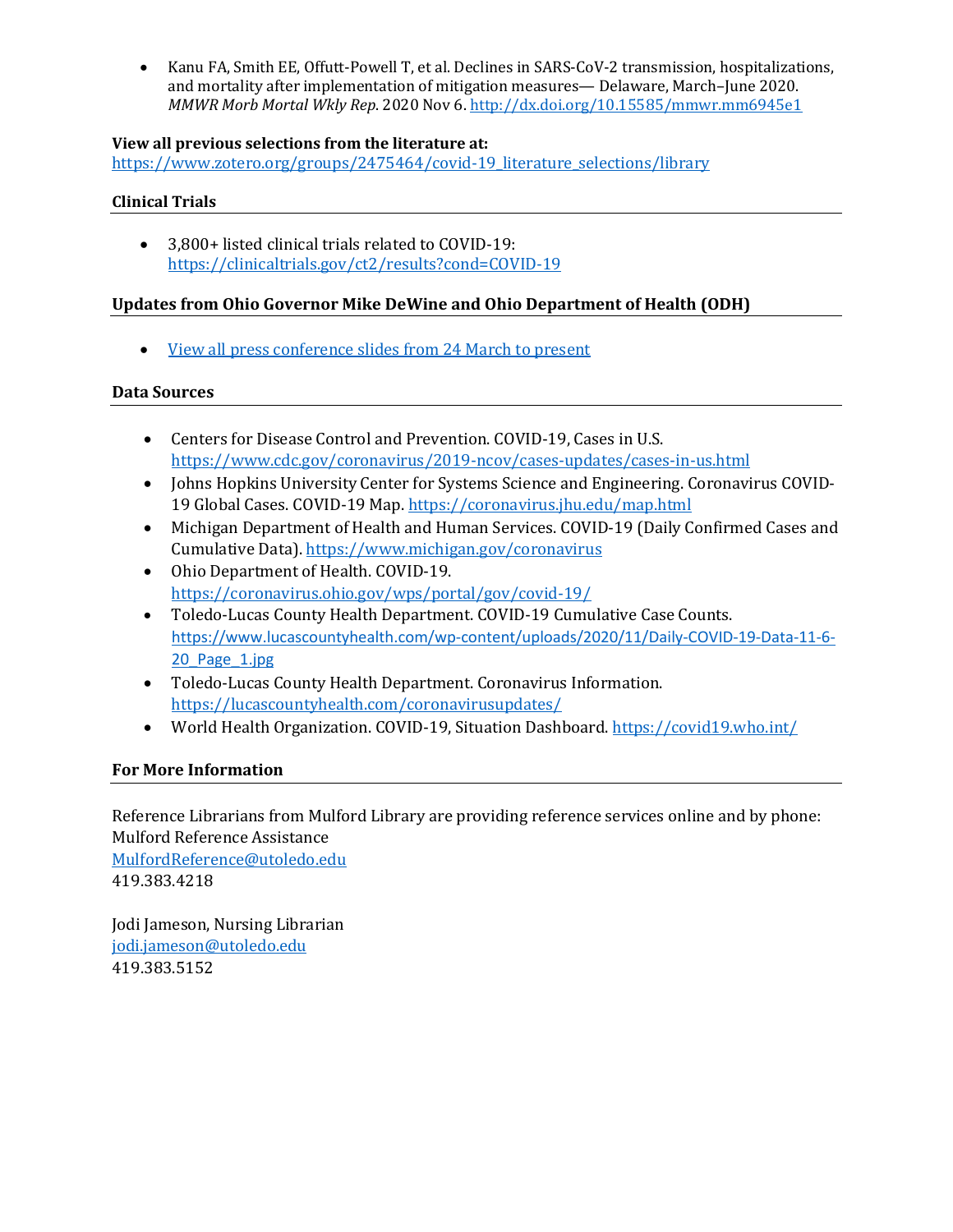- Kanu FA, Smith EE, Offutt-Powell T, et al. Declines in SARS-CoV-2 transmission, hospitalizations, and mortality after implementation of mitigation measures— Delaware, March–June 2020. *MMWR Morb Mortal Wkly Rep*. 2020 Nov 6. http://dx.doi.org/10.15585/mmwr.mm6945e1

**View all previous selections from the literature at:**
https://www.zotero.org/groups/2475464/covid-19_literature_selections/library

### Clinical Trials

- 3,800+ listed clinical trials related to COVID-19: https://clinicaltrials.gov/ct2/results?cond=COVID-19

### Updates from Ohio Governor Mike DeWine and Ohio Department of Health (ODH)

- View all press conference slides from 24 March to present

### Data Sources

- Centers for Disease Control and Prevention. COVID-19, Cases in U.S. https://www.cdc.gov/coronavirus/2019-ncov/cases-updates/cases-in-us.html
- Johns Hopkins University Center for Systems Science and Engineering. Coronavirus COVID-19 Global Cases. COVID-19 Map. https://coronavirus.jhu.edu/map.html
- Michigan Department of Health and Human Services. COVID-19 (Daily Confirmed Cases and Cumulative Data). https://www.michigan.gov/coronavirus
- Ohio Department of Health. COVID-19. https://coronavirus.ohio.gov/wps/portal/gov/covid-19/
- Toledo-Lucas County Health Department. COVID-19 Cumulative Case Counts. https://www.lucascountyhealth.com/wp-content/uploads/2020/11/Daily-COVID-19-Data-11-6-20_Page_1.jpg
- Toledo-Lucas County Health Department. Coronavirus Information. https://lucascountyhealth.com/coronavirusupdates/
- World Health Organization. COVID-19, Situation Dashboard. https://covid19.who.int/

### For More Information

Reference Librarians from Mulford Library are providing reference services online and by phone:
Mulford Reference Assistance
MulfordReference@utoledo.edu
419.383.4218

Jodi Jameson, Nursing Librarian
jodi.jameson@utoledo.edu
419.383.5152